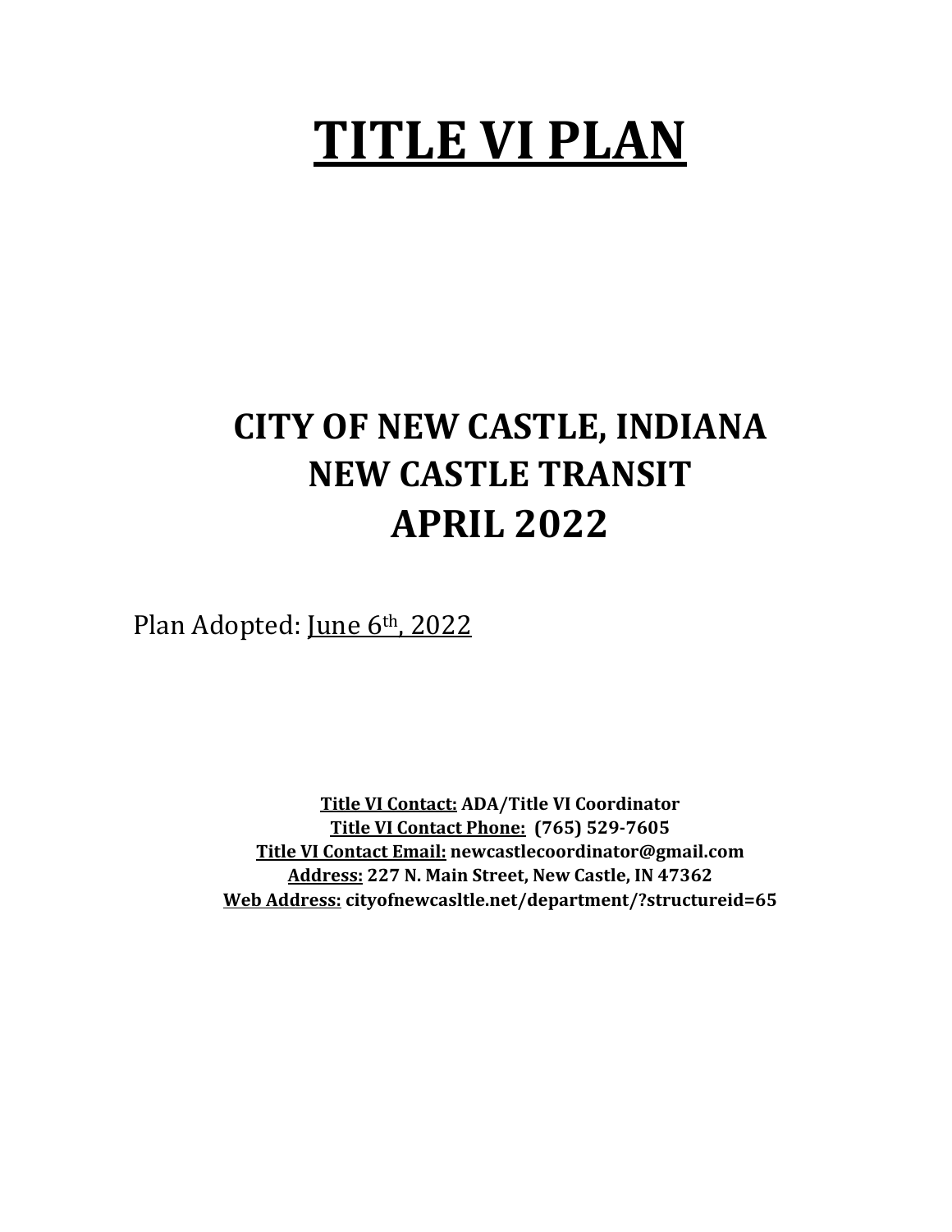# TITLE VI PLAN

## CITY OF NEW CASTLE, INDIANA
## NEW CASTLE TRANSIT
## APRIL 2022

Plan Adopted: June 6th, 2022

**Title VI Contact:** **ADA/Title VI Coordinator**
**Title VI Contact Phone:** **(765) 529-7605**
**Title VI Contact Email:** **newcastlecoordinator@gmail.com**
**Address:** **227 N. Main Street, New Castle, IN 47362**
**Web Address:** **cityofnewcasltle.net/department/?structureid=65**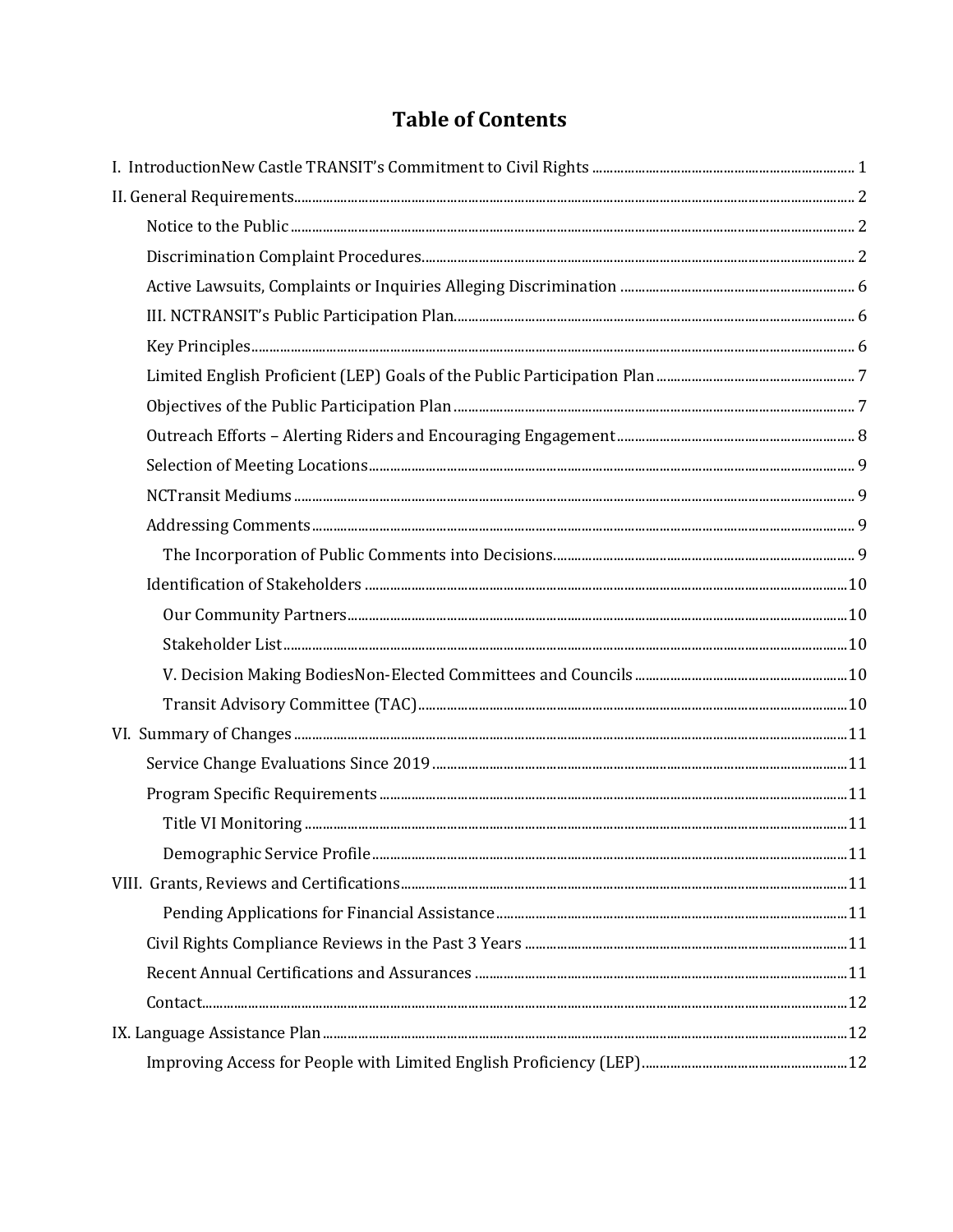# Table of Contents

- I. IntroductionNew Castle TRANSIT's Commitment to Civil Rights ..... 1
- II. General Requirements ..... 2
  - Notice to the Public ..... 2
  - Discrimination Complaint Procedures ..... 2
  - Active Lawsuits, Complaints or Inquiries Alleging Discrimination ..... 6
  - III. NCTRANSIT's Public Participation Plan ..... 6
  - Key Principles ..... 6
  - Limited English Proficient (LEP) Goals of the Public Participation Plan ..... 7
  - Objectives of the Public Participation Plan ..... 7
  - Outreach Efforts – Alerting Riders and Encouraging Engagement ..... 8
  - Selection of Meeting Locations ..... 9
  - NCTransit Mediums ..... 9
  - Addressing Comments ..... 9
    - The Incorporation of Public Comments into Decisions ..... 9
  - Identification of Stakeholders ..... 10
    - Our Community Partners ..... 10
    - Stakeholder List ..... 10
    - V. Decision Making BodiesNon-Elected Committees and Councils ..... 10
    - Transit Advisory Committee (TAC) ..... 10
- VI. Summary of Changes ..... 11
  - Service Change Evaluations Since 2019 ..... 11
  - Program Specific Requirements ..... 11
    - Title VI Monitoring ..... 11
    - Demographic Service Profile ..... 11
- VIII. Grants, Reviews and Certifications ..... 11
    - Pending Applications for Financial Assistance ..... 11
  - Civil Rights Compliance Reviews in the Past 3 Years ..... 11
  - Recent Annual Certifications and Assurances ..... 11
  - Contact ..... 12
- IX. Language Assistance Plan ..... 12
  - Improving Access for People with Limited English Proficiency (LEP) ..... 12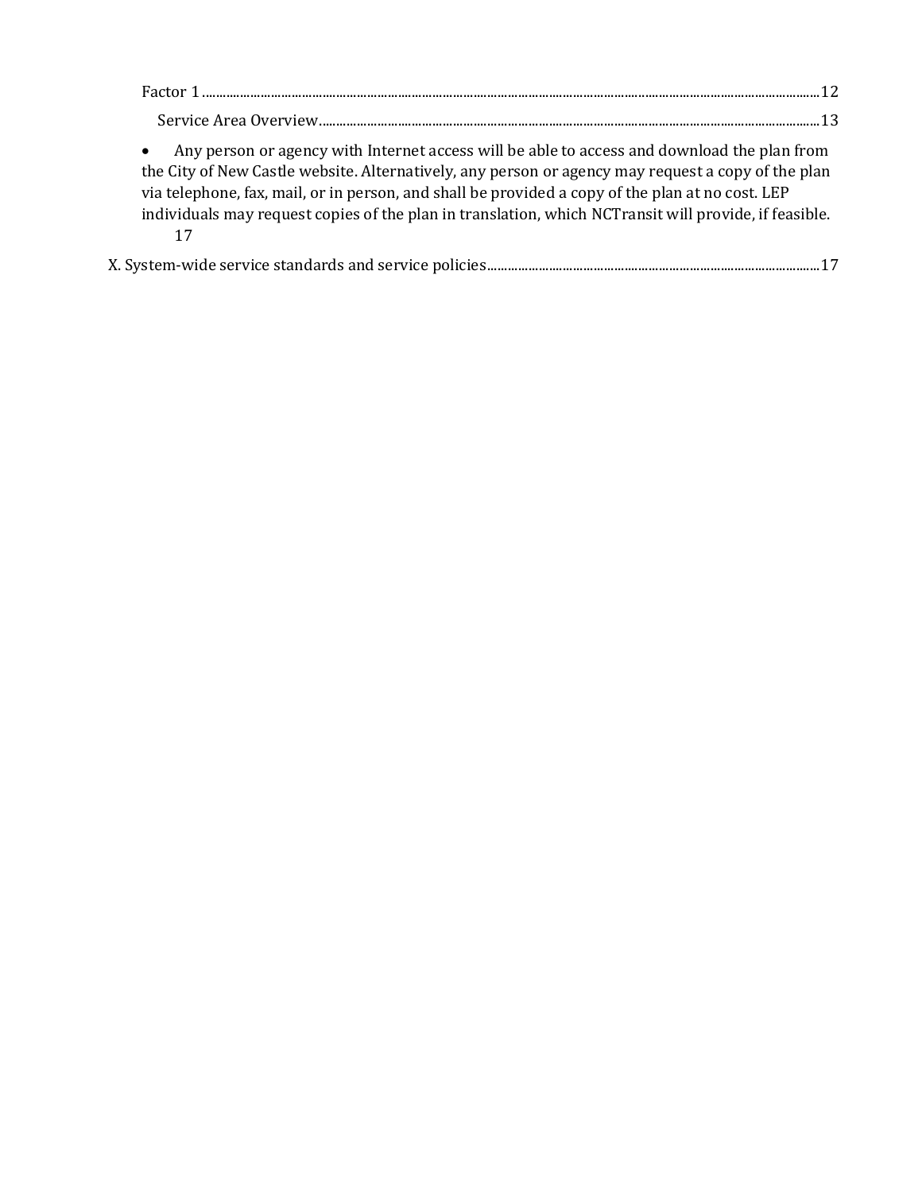Factor 1 ........................................................................................................................................................................12

Service Area Overview......................................................................................................................................13

- Any person or agency with Internet access will be able to access and download the plan from the City of New Castle website. Alternatively, any person or agency may request a copy of the plan via telephone, fax, mail, or in person, and shall be provided a copy of the plan at no cost. LEP individuals may request copies of the plan in translation, which NCTransit will provide, if feasible. 17

X. System-wide service standards and service policies..............................................................................................17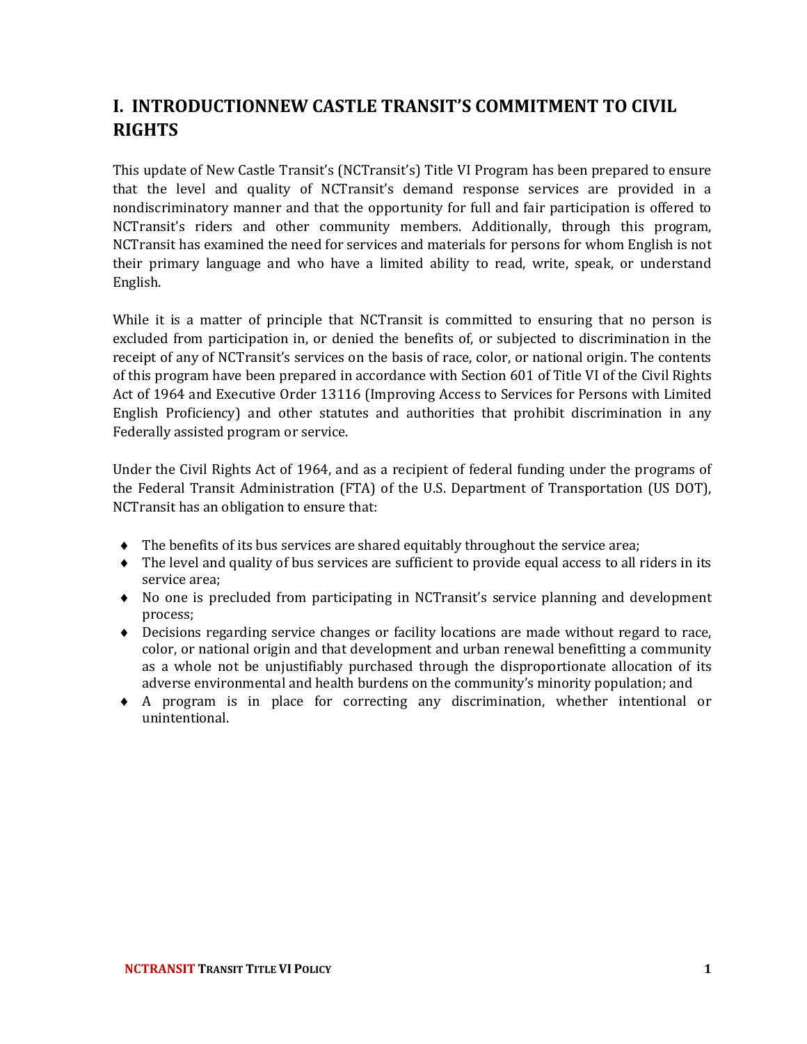# I. INTRODUCTIONNEW CASTLE TRANSIT'S COMMITMENT TO CIVIL RIGHTS

This update of New Castle Transit's (NCTransit's) Title VI Program has been prepared to ensure that the level and quality of NCTransit's demand response services are provided in a nondiscriminatory manner and that the opportunity for full and fair participation is offered to NCTransit's riders and other community members. Additionally, through this program, NCTransit has examined the need for services and materials for persons for whom English is not their primary language and who have a limited ability to read, write, speak, or understand English.

While it is a matter of principle that NCTransit is committed to ensuring that no person is excluded from participation in, or denied the benefits of, or subjected to discrimination in the receipt of any of NCTransit's services on the basis of race, color, or national origin. The contents of this program have been prepared in accordance with Section 601 of Title VI of the Civil Rights Act of 1964 and Executive Order 13116 (Improving Access to Services for Persons with Limited English Proficiency) and other statutes and authorities that prohibit discrimination in any Federally assisted program or service.

Under the Civil Rights Act of 1964, and as a recipient of federal funding under the programs of the Federal Transit Administration (FTA) of the U.S. Department of Transportation (US DOT), NCTransit has an obligation to ensure that:

- The benefits of its bus services are shared equitably throughout the service area;
- The level and quality of bus services are sufficient to provide equal access to all riders in its service area;
- No one is precluded from participating in NCTransit's service planning and development process;
- Decisions regarding service changes or facility locations are made without regard to race, color, or national origin and that development and urban renewal benefitting a community as a whole not be unjustifiably purchased through the disproportionate allocation of its adverse environmental and health burdens on the community's minority population; and
- A program is in place for correcting any discrimination, whether intentional or unintentional.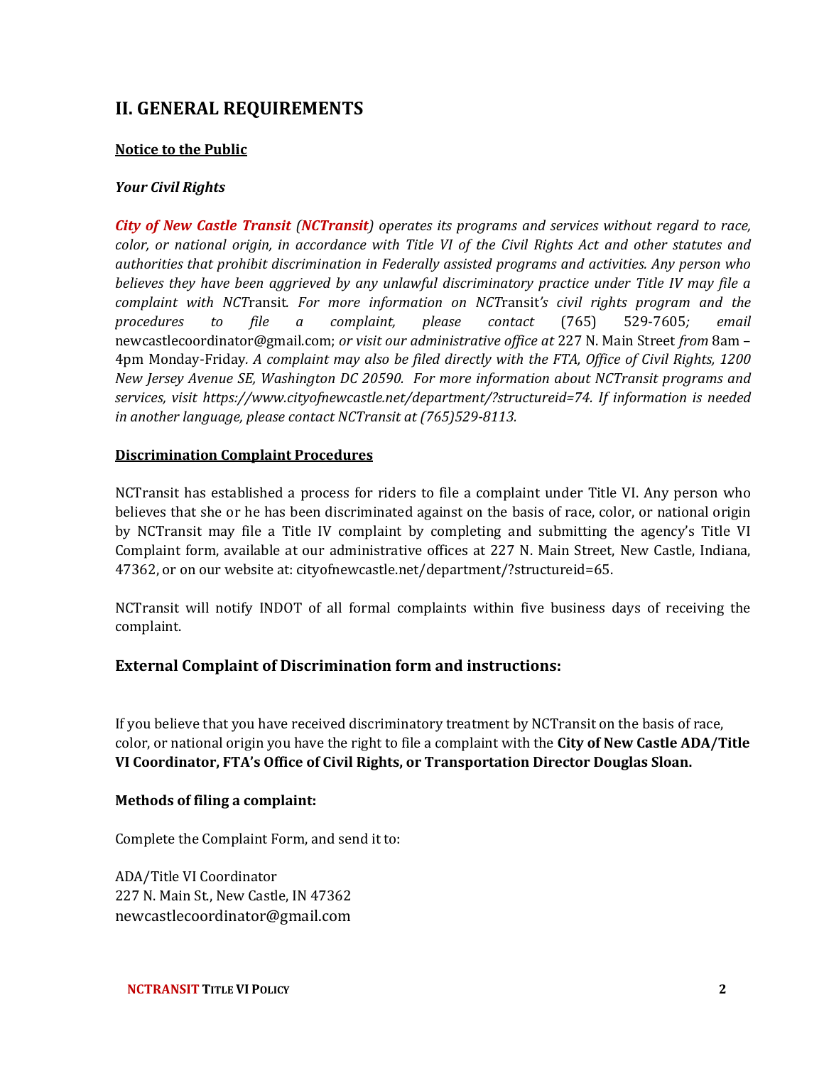## II. GENERAL REQUIREMENTS

**Notice to the Public**

***Your Civil Rights***

***City of New Castle Transit (NCTransit)*** *operates its programs and services without regard to race, color, or national origin, in accordance with Title VI of the Civil Rights Act and other statutes and authorities that prohibit discrimination in Federally assisted programs and activities. Any person who believes they have been aggrieved by any unlawful discriminatory practice under Title IV may file a complaint with NCT*ransit*. For more information on NCT*ransit*'s civil rights program and the procedures to file a complaint, please contact* (765) 529-7605*; email* newcastlecoordinator@gmail.com; *or visit our administrative office at* 227 N. Main Street *from* 8am – 4pm Monday-Friday*. A complaint may also be filed directly with the FTA, Office of Civil Rights, 1200 New Jersey Avenue SE, Washington DC 20590. For more information about NCTransit programs and services, visit https://www.cityofnewcastle.net/department/?structureid=74. If information is needed in another language, please contact NCTransit at (765)529-8113.*

**Discrimination Complaint Procedures**

NCTransit has established a process for riders to file a complaint under Title VI. Any person who believes that she or he has been discriminated against on the basis of race, color, or national origin by NCTransit may file a Title IV complaint by completing and submitting the agency's Title VI Complaint form, available at our administrative offices at 227 N. Main Street, New Castle, Indiana, 47362, or on our website at: cityofnewcastle.net/department/?structureid=65.

NCTransit will notify INDOT of all formal complaints within five business days of receiving the complaint.

### External Complaint of Discrimination form and instructions:

If you believe that you have received discriminatory treatment by NCTransit on the basis of race, color, or national origin you have the right to file a complaint with the **City of New Castle ADA/Title VI Coordinator, FTA's Office of Civil Rights, or Transportation Director Douglas Sloan.**

**Methods of filing a complaint:**

Complete the Complaint Form, and send it to:

ADA/Title VI Coordinator
227 N. Main St., New Castle, IN 47362
newcastlecoordinator@gmail.com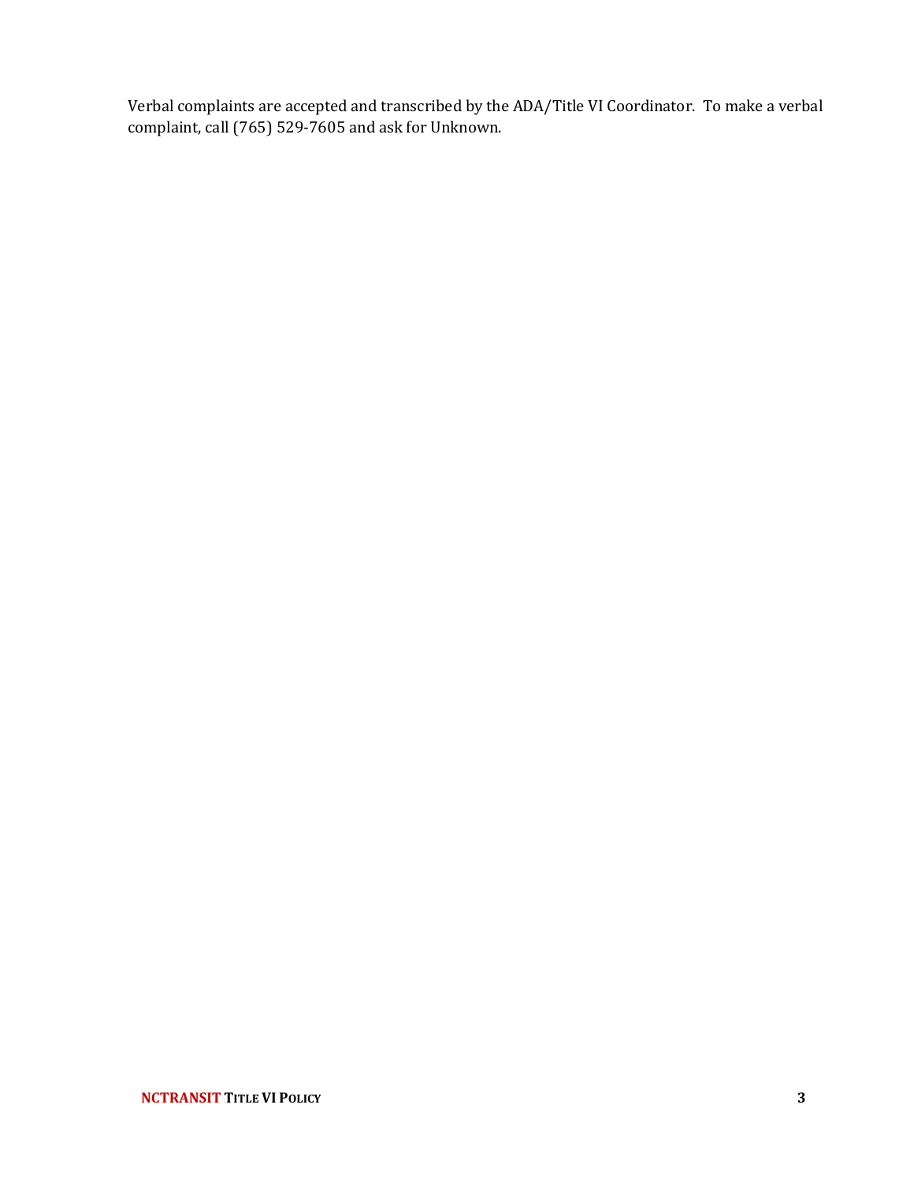Verbal complaints are accepted and transcribed by the ADA/Title VI Coordinator. To make a verbal complaint, call (765) 529-7605 and ask for Unknown.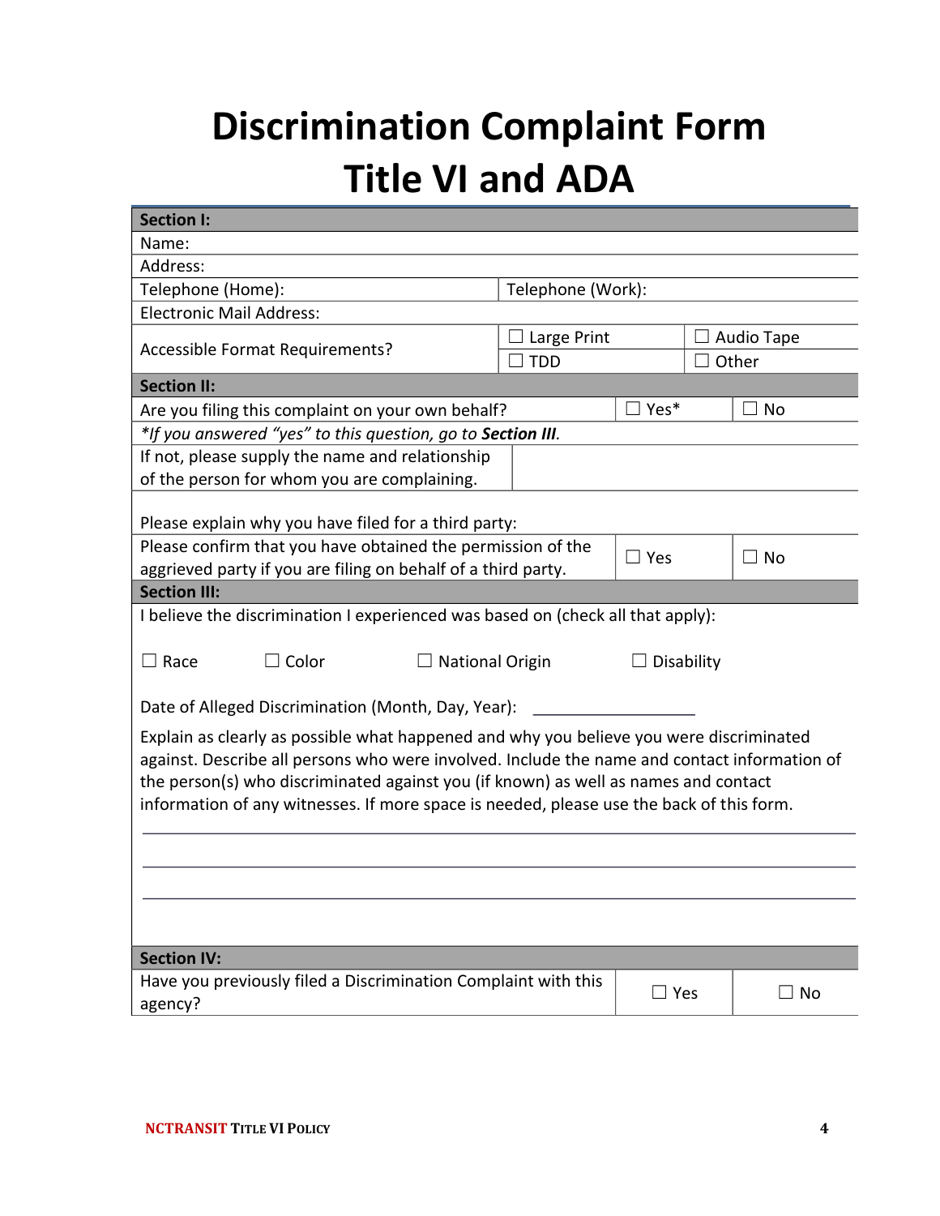# Discrimination Complaint Form
# Title VI and ADA

| **Section I:** | | | |
|---|---|---|---|
| Name: | | | |
| Address: | | | |
| Telephone (Home): | Telephone (Work): | | |
| Electronic Mail Address: | | | |
| Accessible Format Requirements? | ☐ Large Print | ☐ Audio Tape | |
| | ☐ TDD | ☐ Other | |
| **Section II:** | | | |
| Are you filing this complaint on your own behalf? | ☐ Yes* | ☐ No | |
| *\*If you answered "yes" to this question, go to **Section III**.* | | | |
| If not, please supply the name and relationship of the person for whom you are complaining. | | | |
| Please explain why you have filed for a third party: | | | |
| Please confirm that you have obtained the permission of the aggrieved party if you are filing on behalf of a third party. | ☐ Yes | ☐ No | |
| **Section III:** | | | |

I believe the discrimination I experienced was based on (check all that apply):

☐ Race ☐ Color ☐ National Origin ☐ Disability

Date of Alleged Discrimination (Month, Day, Year): ___________________

Explain as clearly as possible what happened and why you believe you were discriminated against. Describe all persons who were involved. Include the name and contact information of the person(s) who discriminated against you (if known) as well as names and contact information of any witnesses. If more space is needed, please use the back of this form.

______________________________________________________________________

______________________________________________________________________

______________________________________________________________________

| **Section IV:** | | |
|---|---|---|
| Have you previously filed a Discrimination Complaint with this agency? | ☐ Yes | ☐ No |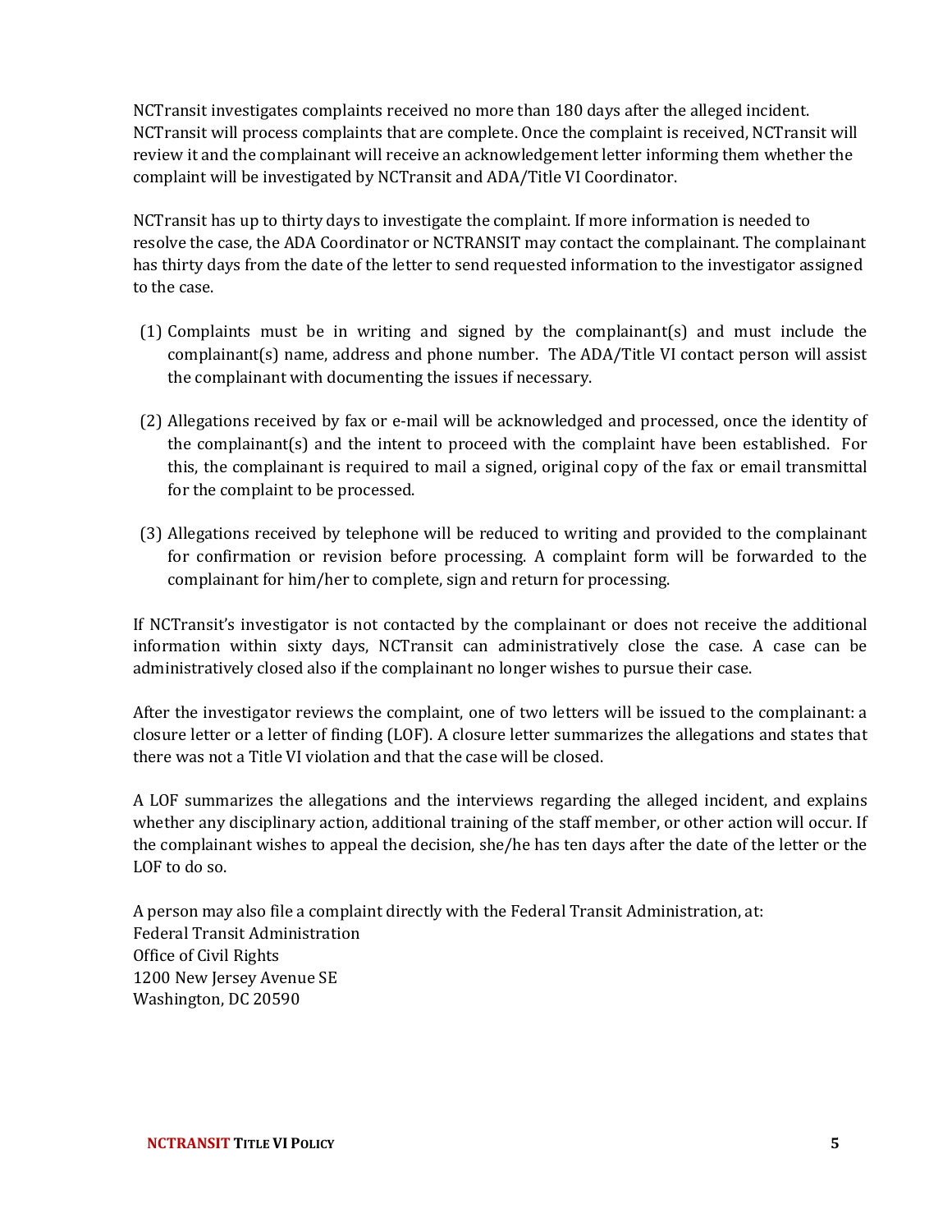NCTransit investigates complaints received no more than 180 days after the alleged incident. NCTransit will process complaints that are complete. Once the complaint is received, NCTransit will review it and the complainant will receive an acknowledgement letter informing them whether the complaint will be investigated by NCTransit and ADA/Title VI Coordinator.

NCTransit has up to thirty days to investigate the complaint. If more information is needed to resolve the case, the ADA Coordinator or NCTRANSIT may contact the complainant. The complainant has thirty days from the date of the letter to send requested information to the investigator assigned to the case.

(1) Complaints must be in writing and signed by the complainant(s) and must include the complainant(s) name, address and phone number. The ADA/Title VI contact person will assist the complainant with documenting the issues if necessary.

(2) Allegations received by fax or e-mail will be acknowledged and processed, once the identity of the complainant(s) and the intent to proceed with the complaint have been established. For this, the complainant is required to mail a signed, original copy of the fax or email transmittal for the complaint to be processed.

(3) Allegations received by telephone will be reduced to writing and provided to the complainant for confirmation or revision before processing. A complaint form will be forwarded to the complainant for him/her to complete, sign and return for processing.

If NCTransit's investigator is not contacted by the complainant or does not receive the additional information within sixty days, NCTransit can administratively close the case. A case can be administratively closed also if the complainant no longer wishes to pursue their case.

After the investigator reviews the complaint, one of two letters will be issued to the complainant: a closure letter or a letter of finding (LOF). A closure letter summarizes the allegations and states that there was not a Title VI violation and that the case will be closed.

A LOF summarizes the allegations and the interviews regarding the alleged incident, and explains whether any disciplinary action, additional training of the staff member, or other action will occur. If the complainant wishes to appeal the decision, she/he has ten days after the date of the letter or the LOF to do so.

A person may also file a complaint directly with the Federal Transit Administration, at:
Federal Transit Administration
Office of Civil Rights
1200 New Jersey Avenue SE
Washington, DC 20590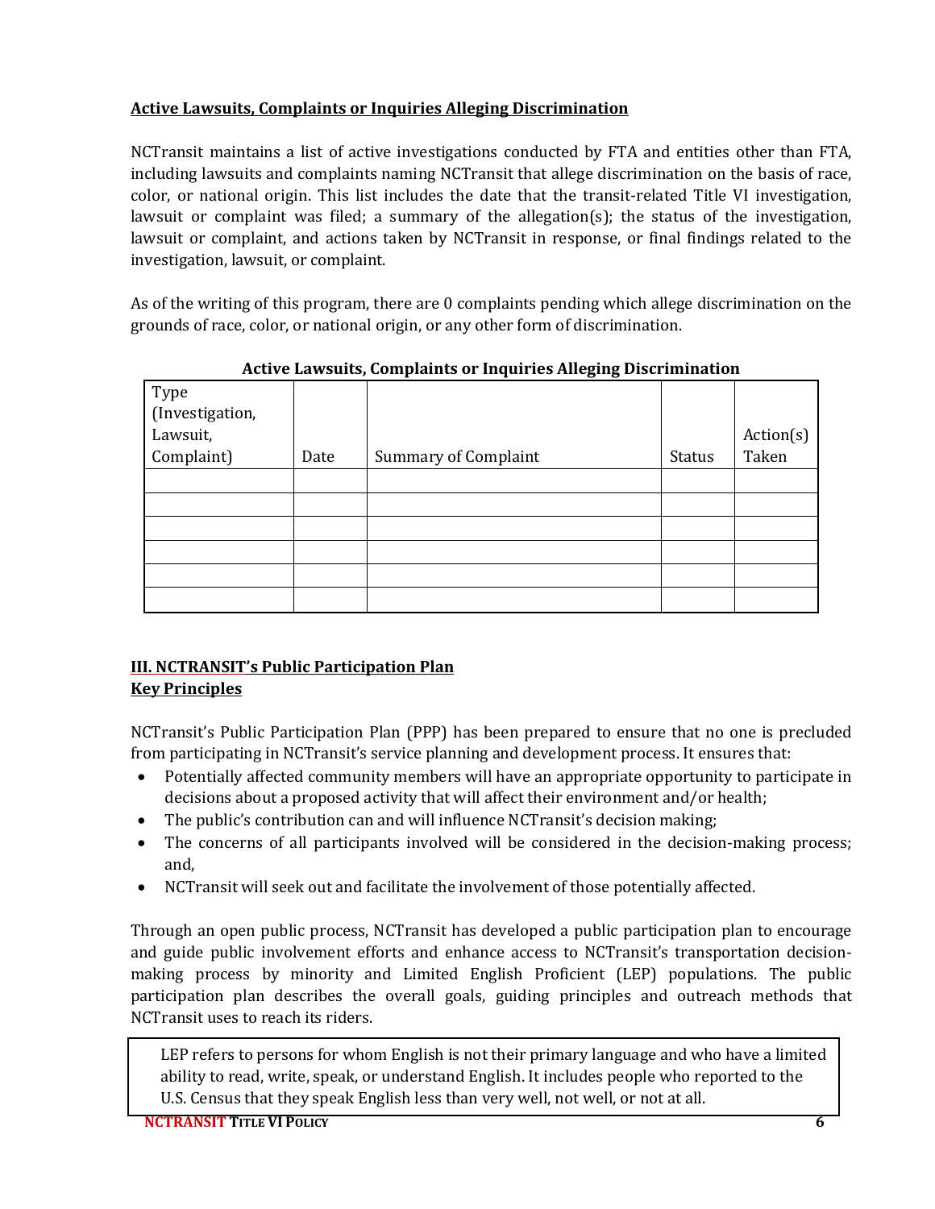**Active Lawsuits, Complaints or Inquiries Alleging Discrimination**

NCTransit maintains a list of active investigations conducted by FTA and entities other than FTA, including lawsuits and complaints naming NCTransit that allege discrimination on the basis of race, color, or national origin. This list includes the date that the transit-related Title VI investigation, lawsuit or complaint was filed; a summary of the allegation(s); the status of the investigation, lawsuit or complaint, and actions taken by NCTransit in response, or final findings related to the investigation, lawsuit, or complaint.

As of the writing of this program, there are 0 complaints pending which allege discrimination on the grounds of race, color, or national origin, or any other form of discrimination.

**Active Lawsuits, Complaints or Inquiries Alleging Discrimination**

| Type (Investigation, Lawsuit, Complaint) | Date | Summary of Complaint | Status | Action(s) Taken |
|---|---|---|---|---|
| | | | | |
| | | | | |
| | | | | |
| | | | | |
| | | | | |
| | | | | |

## III. NCTRANSIT's Public Participation Plan

### Key Principles

NCTransit's Public Participation Plan (PPP) has been prepared to ensure that no one is precluded from participating in NCTransit's service planning and development process. It ensures that:

- Potentially affected community members will have an appropriate opportunity to participate in decisions about a proposed activity that will affect their environment and/or health;
- The public's contribution can and will influence NCTransit's decision making;
- The concerns of all participants involved will be considered in the decision-making process; and,
- NCTransit will seek out and facilitate the involvement of those potentially affected.

Through an open public process, NCTransit has developed a public participation plan to encourage and guide public involvement efforts and enhance access to NCTransit's transportation decision-making process by minority and Limited English Proficient (LEP) populations. The public participation plan describes the overall goals, guiding principles and outreach methods that NCTransit uses to reach its riders.

> LEP refers to persons for whom English is not their primary language and who have a limited ability to read, write, speak, or understand English. It includes people who reported to the U.S. Census that they speak English less than very well, not well, or not at all.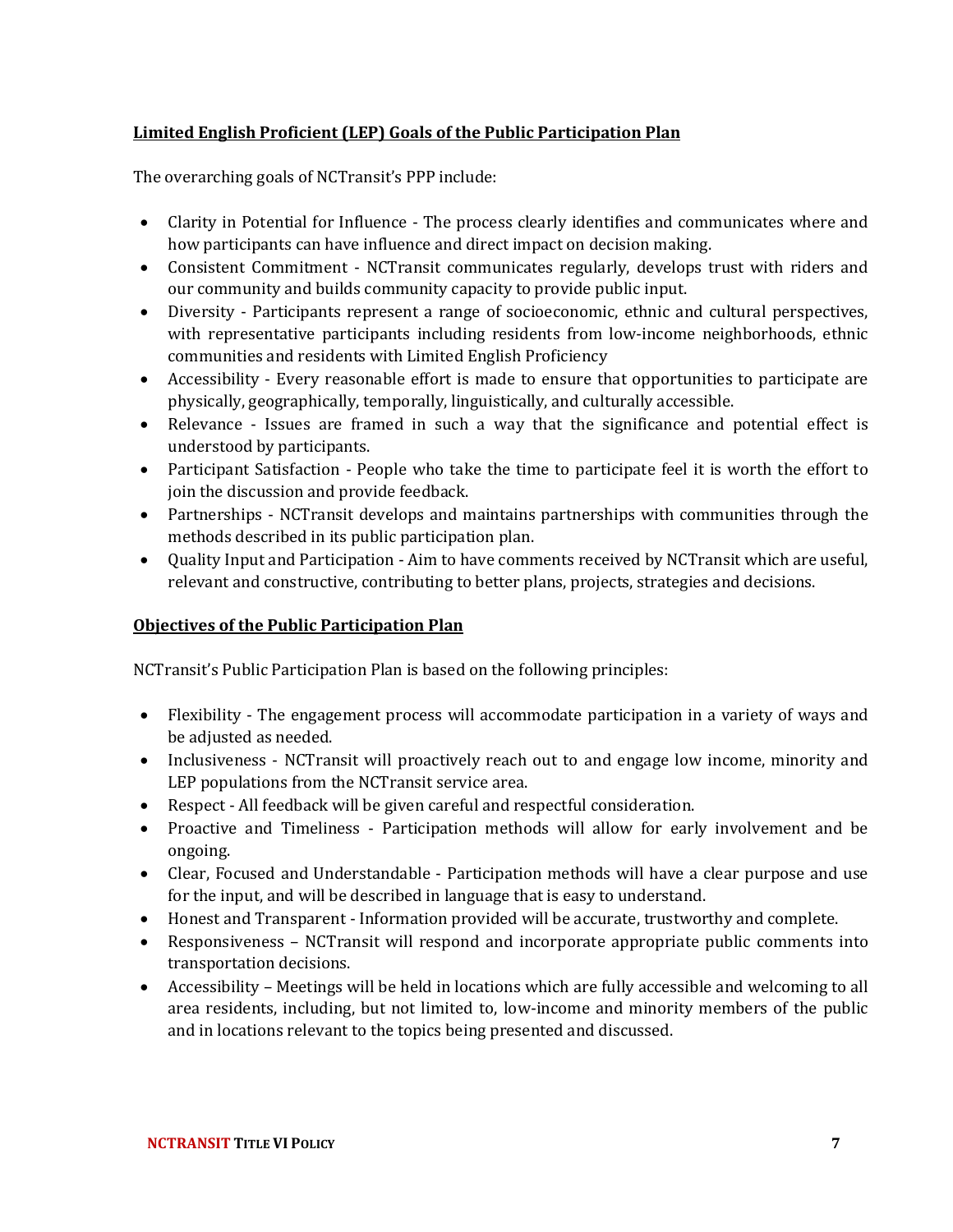## Limited English Proficient (LEP) Goals of the Public Participation Plan

The overarching goals of NCTransit's PPP include:

- Clarity in Potential for Influence - The process clearly identifies and communicates where and how participants can have influence and direct impact on decision making.
- Consistent Commitment - NCTransit communicates regularly, develops trust with riders and our community and builds community capacity to provide public input.
- Diversity - Participants represent a range of socioeconomic, ethnic and cultural perspectives, with representative participants including residents from low-income neighborhoods, ethnic communities and residents with Limited English Proficiency
- Accessibility - Every reasonable effort is made to ensure that opportunities to participate are physically, geographically, temporally, linguistically, and culturally accessible.
- Relevance - Issues are framed in such a way that the significance and potential effect is understood by participants.
- Participant Satisfaction - People who take the time to participate feel it is worth the effort to join the discussion and provide feedback.
- Partnerships - NCTransit develops and maintains partnerships with communities through the methods described in its public participation plan.
- Quality Input and Participation - Aim to have comments received by NCTransit which are useful, relevant and constructive, contributing to better plans, projects, strategies and decisions.

## Objectives of the Public Participation Plan

NCTransit's Public Participation Plan is based on the following principles:

- Flexibility - The engagement process will accommodate participation in a variety of ways and be adjusted as needed.
- Inclusiveness - NCTransit will proactively reach out to and engage low income, minority and LEP populations from the NCTransit service area.
- Respect - All feedback will be given careful and respectful consideration.
- Proactive and Timeliness - Participation methods will allow for early involvement and be ongoing.
- Clear, Focused and Understandable - Participation methods will have a clear purpose and use for the input, and will be described in language that is easy to understand.
- Honest and Transparent - Information provided will be accurate, trustworthy and complete.
- Responsiveness – NCTransit will respond and incorporate appropriate public comments into transportation decisions.
- Accessibility – Meetings will be held in locations which are fully accessible and welcoming to all area residents, including, but not limited to, low-income and minority members of the public and in locations relevant to the topics being presented and discussed.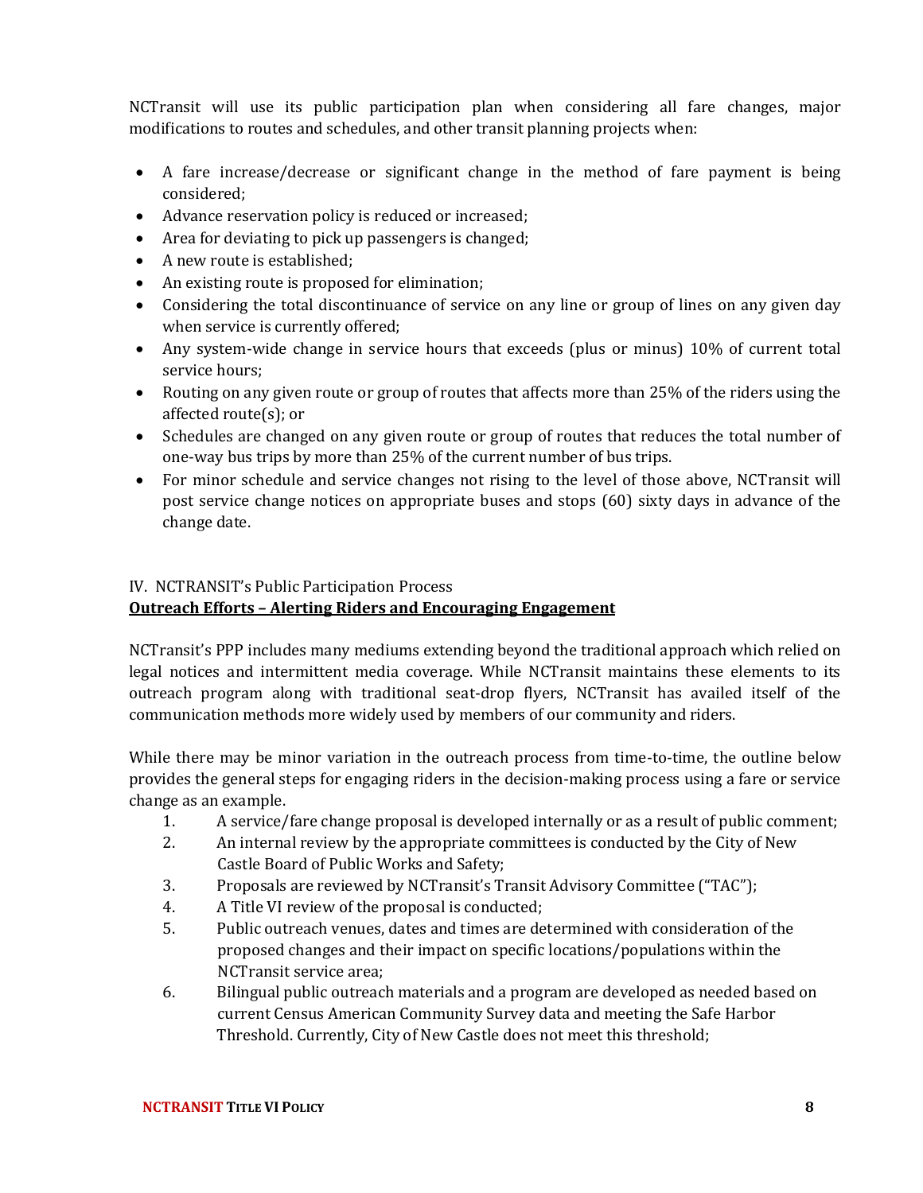NCTransit will use its public participation plan when considering all fare changes, major modifications to routes and schedules, and other transit planning projects when:

- A fare increase/decrease or significant change in the method of fare payment is being considered;
- Advance reservation policy is reduced or increased;
- Area for deviating to pick up passengers is changed;
- A new route is established;
- An existing route is proposed for elimination;
- Considering the total discontinuance of service on any line or group of lines on any given day when service is currently offered;
- Any system-wide change in service hours that exceeds (plus or minus) 10% of current total service hours;
- Routing on any given route or group of routes that affects more than 25% of the riders using the affected route(s); or
- Schedules are changed on any given route or group of routes that reduces the total number of one-way bus trips by more than 25% of the current number of bus trips.
- For minor schedule and service changes not rising to the level of those above, NCTransit will post service change notices on appropriate buses and stops (60) sixty days in advance of the change date.

## IV. NCTRANSIT's Public Participation Process

### Outreach Efforts – Alerting Riders and Encouraging Engagement

NCTransit's PPP includes many mediums extending beyond the traditional approach which relied on legal notices and intermittent media coverage. While NCTransit maintains these elements to its outreach program along with traditional seat-drop flyers, NCTransit has availed itself of the communication methods more widely used by members of our community and riders.

While there may be minor variation in the outreach process from time-to-time, the outline below provides the general steps for engaging riders in the decision-making process using a fare or service change as an example.

1. A service/fare change proposal is developed internally or as a result of public comment;
2. An internal review by the appropriate committees is conducted by the City of New Castle Board of Public Works and Safety;
3. Proposals are reviewed by NCTransit's Transit Advisory Committee ("TAC");
4. A Title VI review of the proposal is conducted;
5. Public outreach venues, dates and times are determined with consideration of the proposed changes and their impact on specific locations/populations within the NCTransit service area;
6. Bilingual public outreach materials and a program are developed as needed based on current Census American Community Survey data and meeting the Safe Harbor Threshold. Currently, City of New Castle does not meet this threshold;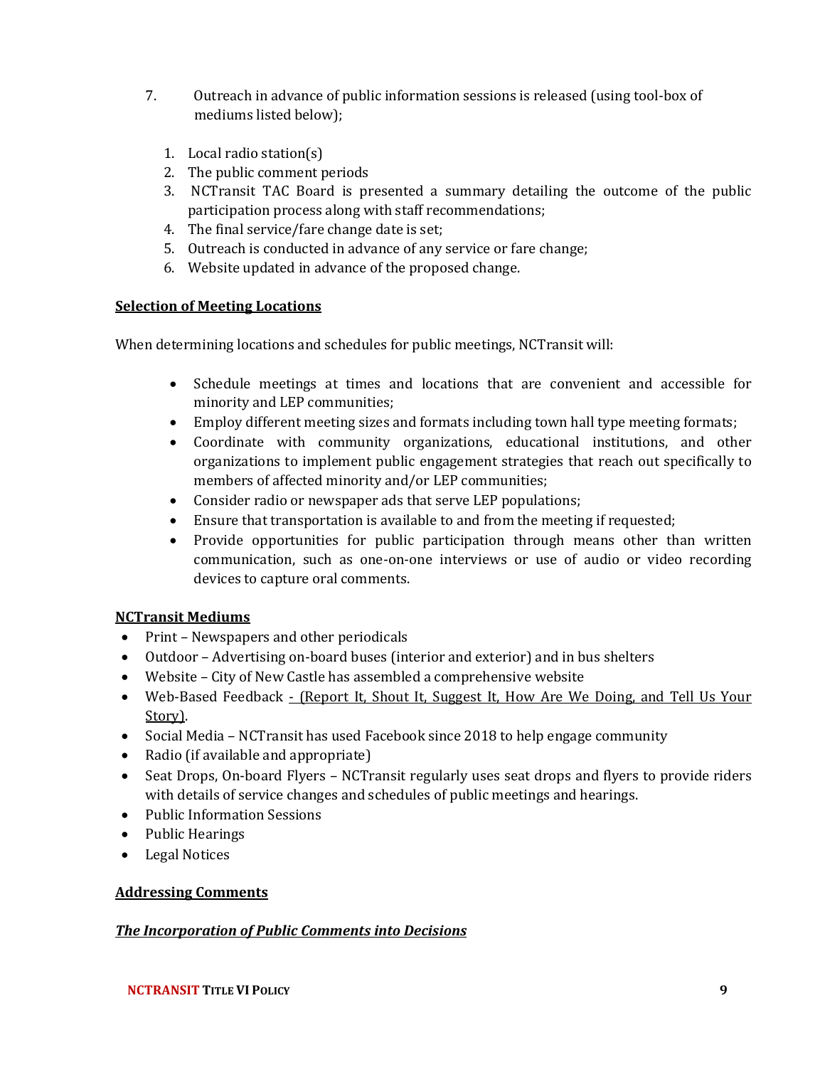7. Outreach in advance of public information sessions is released (using tool-box of mediums listed below);

    1. Local radio station(s)
    2. The public comment periods
    3. NCTransit TAC Board is presented a summary detailing the outcome of the public participation process along with staff recommendations;
    4. The final service/fare change date is set;
    5. Outreach is conducted in advance of any service or fare change;
    6. Website updated in advance of the proposed change.

**Selection of Meeting Locations**

When determining locations and schedules for public meetings, NCTransit will:

- Schedule meetings at times and locations that are convenient and accessible for minority and LEP communities;
- Employ different meeting sizes and formats including town hall type meeting formats;
- Coordinate with community organizations, educational institutions, and other organizations to implement public engagement strategies that reach out specifically to members of affected minority and/or LEP communities;
- Consider radio or newspaper ads that serve LEP populations;
- Ensure that transportation is available to and from the meeting if requested;
- Provide opportunities for public participation through means other than written communication, such as one-on-one interviews or use of audio or video recording devices to capture oral comments.

**NCTransit Mediums**

- Print – Newspapers and other periodicals
- Outdoor – Advertising on-board buses (interior and exterior) and in bus shelters
- Website – City of New Castle has assembled a comprehensive website
- Web-Based Feedback - (Report It, Shout It, Suggest It, How Are We Doing, and Tell Us Your Story).
- Social Media – NCTransit has used Facebook since 2018 to help engage community
- Radio (if available and appropriate)
- Seat Drops, On-board Flyers – NCTransit regularly uses seat drops and flyers to provide riders with details of service changes and schedules of public meetings and hearings.
- Public Information Sessions
- Public Hearings
- Legal Notices

**Addressing Comments**

***The Incorporation of Public Comments into Decisions***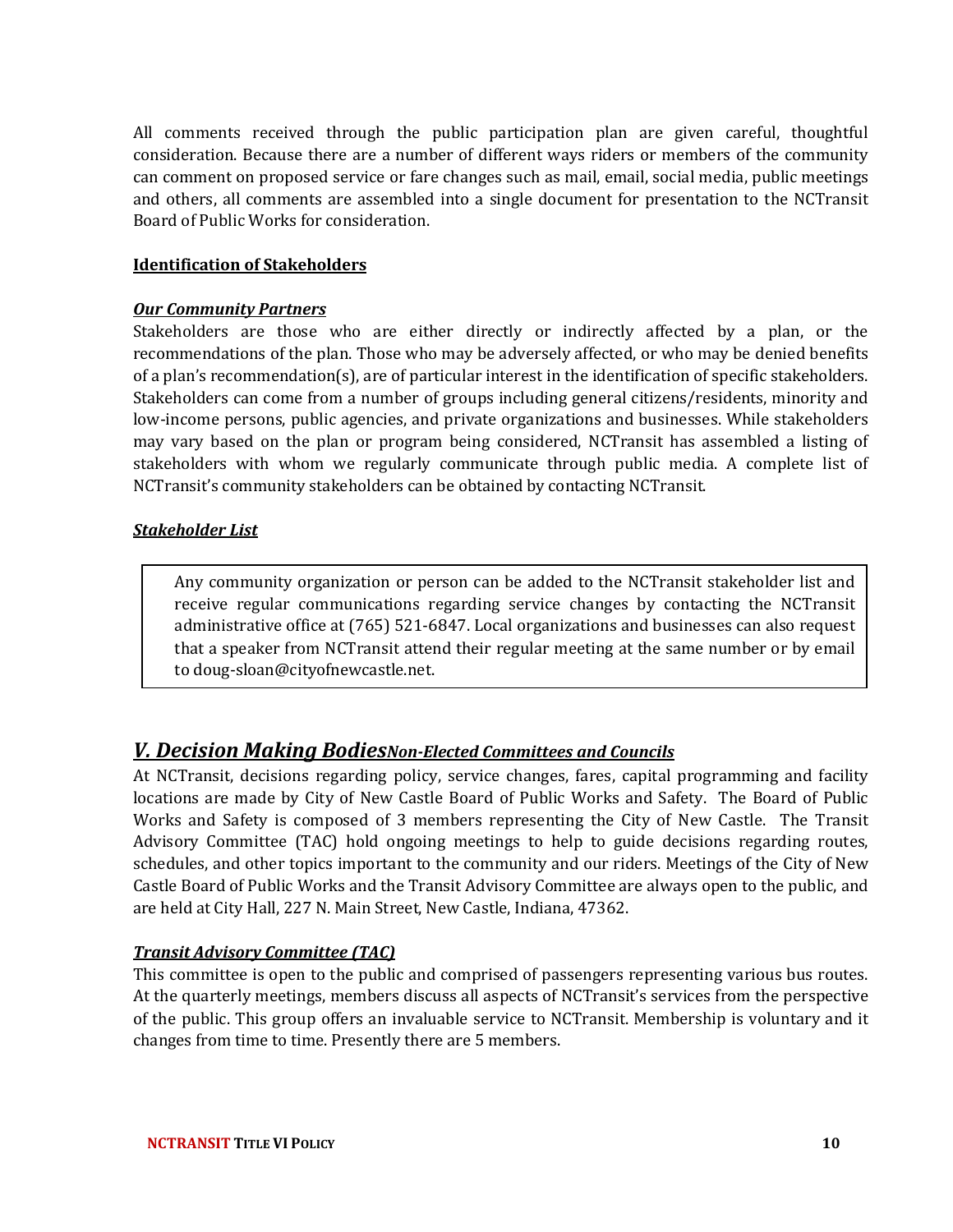All comments received through the public participation plan are given careful, thoughtful consideration. Because there are a number of different ways riders or members of the community can comment on proposed service or fare changes such as mail, email, social media, public meetings and others, all comments are assembled into a single document for presentation to the NCTransit Board of Public Works for consideration.

**Identification of Stakeholders**

***Our Community Partners***

Stakeholders are those who are either directly or indirectly affected by a plan, or the recommendations of the plan. Those who may be adversely affected, or who may be denied benefits of a plan's recommendation(s), are of particular interest in the identification of specific stakeholders. Stakeholders can come from a number of groups including general citizens/residents, minority and low-income persons, public agencies, and private organizations and businesses. While stakeholders may vary based on the plan or program being considered, NCTransit has assembled a listing of stakeholders with whom we regularly communicate through public media. A complete list of NCTransit's community stakeholders can be obtained by contacting NCTransit.

***Stakeholder List***

> Any community organization or person can be added to the NCTransit stakeholder list and receive regular communications regarding service changes by contacting the NCTransit administrative office at (765) 521-6847. Local organizations and businesses can also request that a speaker from NCTransit attend their regular meeting at the same number or by email to doug-sloan@cityofnewcastle.net.

## *V. Decision Making Bodies* *Non-Elected Committees and Councils*

At NCTransit, decisions regarding policy, service changes, fares, capital programming and facility locations are made by City of New Castle Board of Public Works and Safety. The Board of Public Works and Safety is composed of 3 members representing the City of New Castle. The Transit Advisory Committee (TAC) hold ongoing meetings to help to guide decisions regarding routes, schedules, and other topics important to the community and our riders. Meetings of the City of New Castle Board of Public Works and the Transit Advisory Committee are always open to the public, and are held at City Hall, 227 N. Main Street, New Castle, Indiana, 47362.

***Transit Advisory Committee (TAC)***

This committee is open to the public and comprised of passengers representing various bus routes. At the quarterly meetings, members discuss all aspects of NCTransit's services from the perspective of the public. This group offers an invaluable service to NCTransit. Membership is voluntary and it changes from time to time. Presently there are 5 members.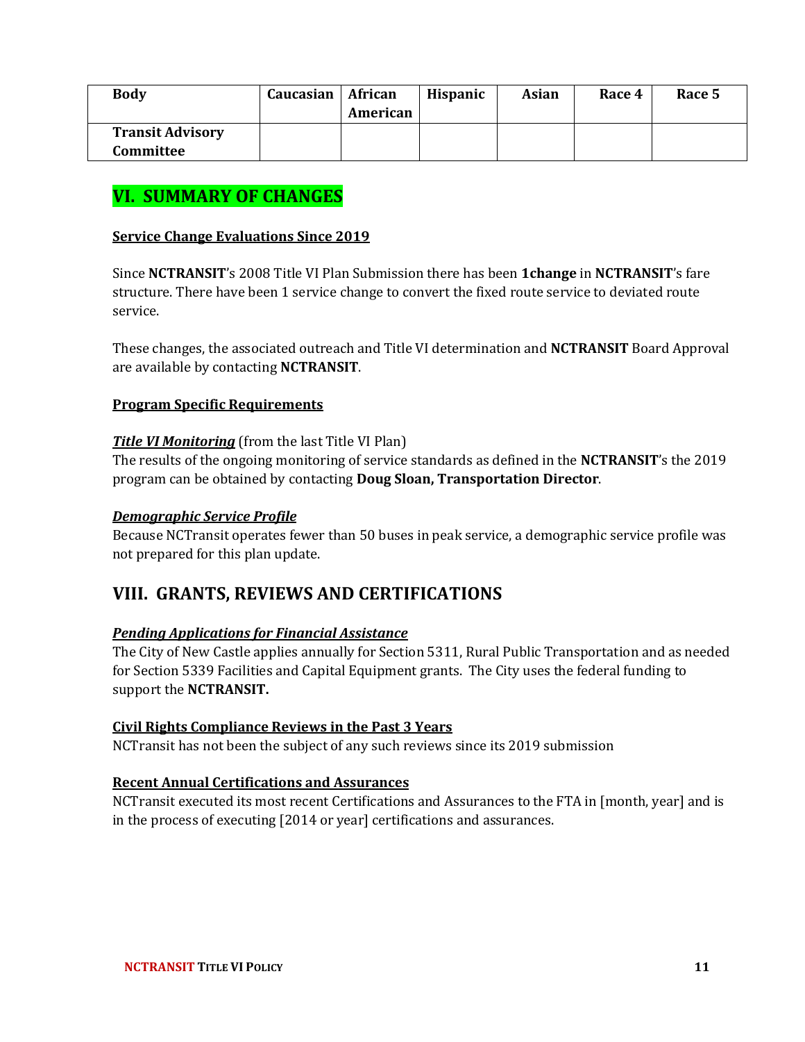| Body | Caucasian | African American | Hispanic | Asian | Race 4 | Race 5 |
|---|---|---|---|---|---|---|
| Transit Advisory Committee | | | | | | |

## VI. SUMMARY OF CHANGES

**Service Change Evaluations Since 2019**

Since **NCTRANSIT**'s 2008 Title VI Plan Submission there has been **1change** in **NCTRANSIT**'s fare structure. There have been 1 service change to convert the fixed route service to deviated route service.

These changes, the associated outreach and Title VI determination and **NCTRANSIT** Board Approval are available by contacting **NCTRANSIT**.

**Program Specific Requirements**

***Title VI Monitoring*** (from the last Title VI Plan)
The results of the ongoing monitoring of service standards as defined in the **NCTRANSIT**'s the 2019 program can be obtained by contacting **Doug Sloan, Transportation Director**.

***Demographic Service Profile***
Because NCTransit operates fewer than 50 buses in peak service, a demographic service profile was not prepared for this plan update.

## VIII. GRANTS, REVIEWS AND CERTIFICATIONS

***Pending Applications for Financial Assistance***
The City of New Castle applies annually for Section 5311, Rural Public Transportation and as needed for Section 5339 Facilities and Capital Equipment grants. The City uses the federal funding to support the **NCTRANSIT.**

**Civil Rights Compliance Reviews in the Past 3 Years**
NCTransit has not been the subject of any such reviews since its 2019 submission

**Recent Annual Certifications and Assurances**
NCTransit executed its most recent Certifications and Assurances to the FTA in [month, year] and is in the process of executing [2014 or year] certifications and assurances.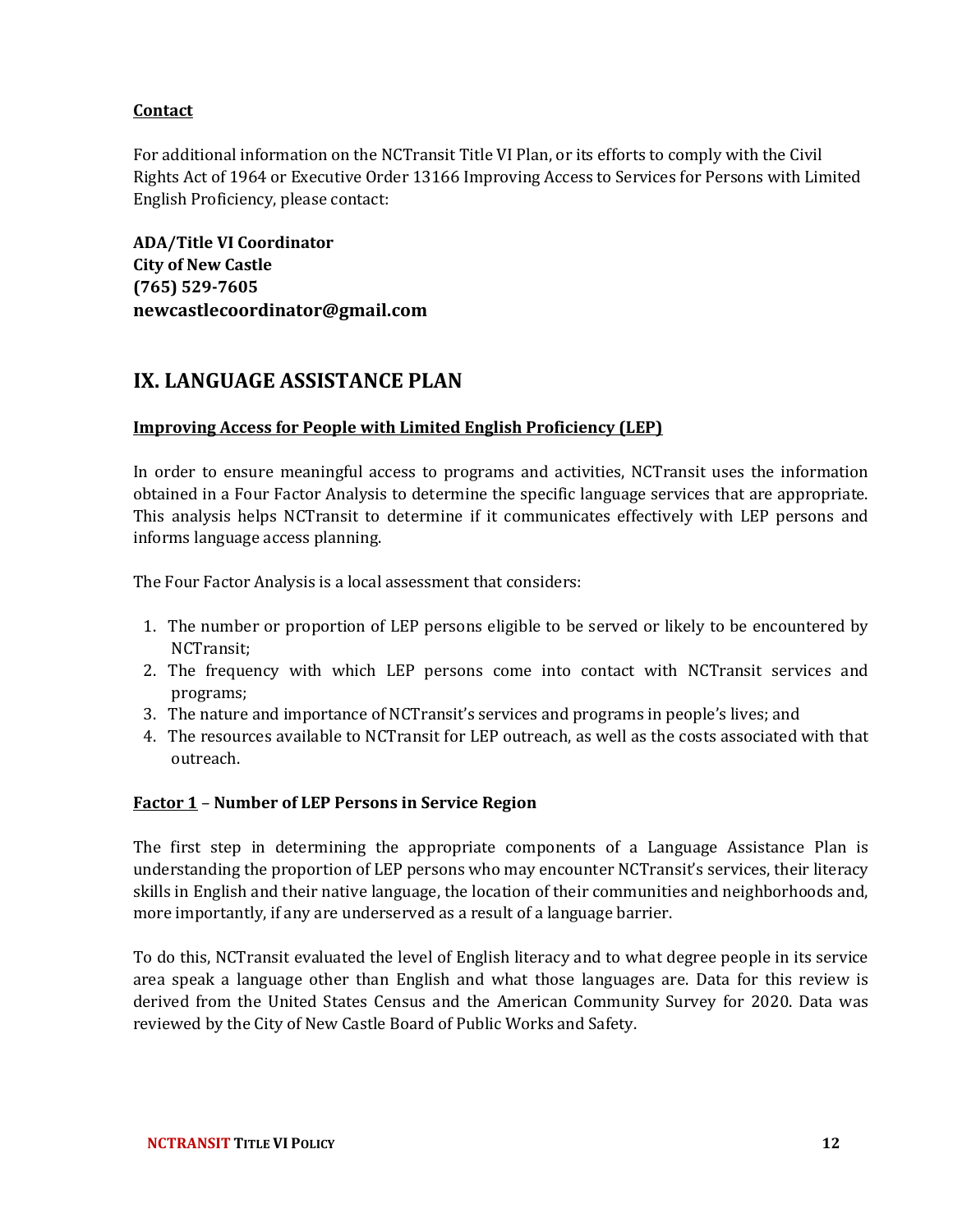**Contact**

For additional information on the NCTransit Title VI Plan, or its efforts to comply with the Civil Rights Act of 1964 or Executive Order 13166 Improving Access to Services for Persons with Limited English Proficiency, please contact:

**ADA/Title VI Coordinator**
**City of New Castle**
**(765) 529-7605**
**newcastlecoordinator@gmail.com**

## IX. LANGUAGE ASSISTANCE PLAN

**Improving Access for People with Limited English Proficiency (LEP)**

In order to ensure meaningful access to programs and activities, NCTransit uses the information obtained in a Four Factor Analysis to determine the specific language services that are appropriate. This analysis helps NCTransit to determine if it communicates effectively with LEP persons and informs language access planning.

The Four Factor Analysis is a local assessment that considers:

1. The number or proportion of LEP persons eligible to be served or likely to be encountered by NCTransit;
2. The frequency with which LEP persons come into contact with NCTransit services and programs;
3. The nature and importance of NCTransit's services and programs in people's lives; and
4. The resources available to NCTransit for LEP outreach, as well as the costs associated with that outreach.

**Factor 1 – Number of LEP Persons in Service Region**

The first step in determining the appropriate components of a Language Assistance Plan is understanding the proportion of LEP persons who may encounter NCTransit's services, their literacy skills in English and their native language, the location of their communities and neighborhoods and, more importantly, if any are underserved as a result of a language barrier.

To do this, NCTransit evaluated the level of English literacy and to what degree people in its service area speak a language other than English and what those languages are. Data for this review is derived from the United States Census and the American Community Survey for 2020. Data was reviewed by the City of New Castle Board of Public Works and Safety.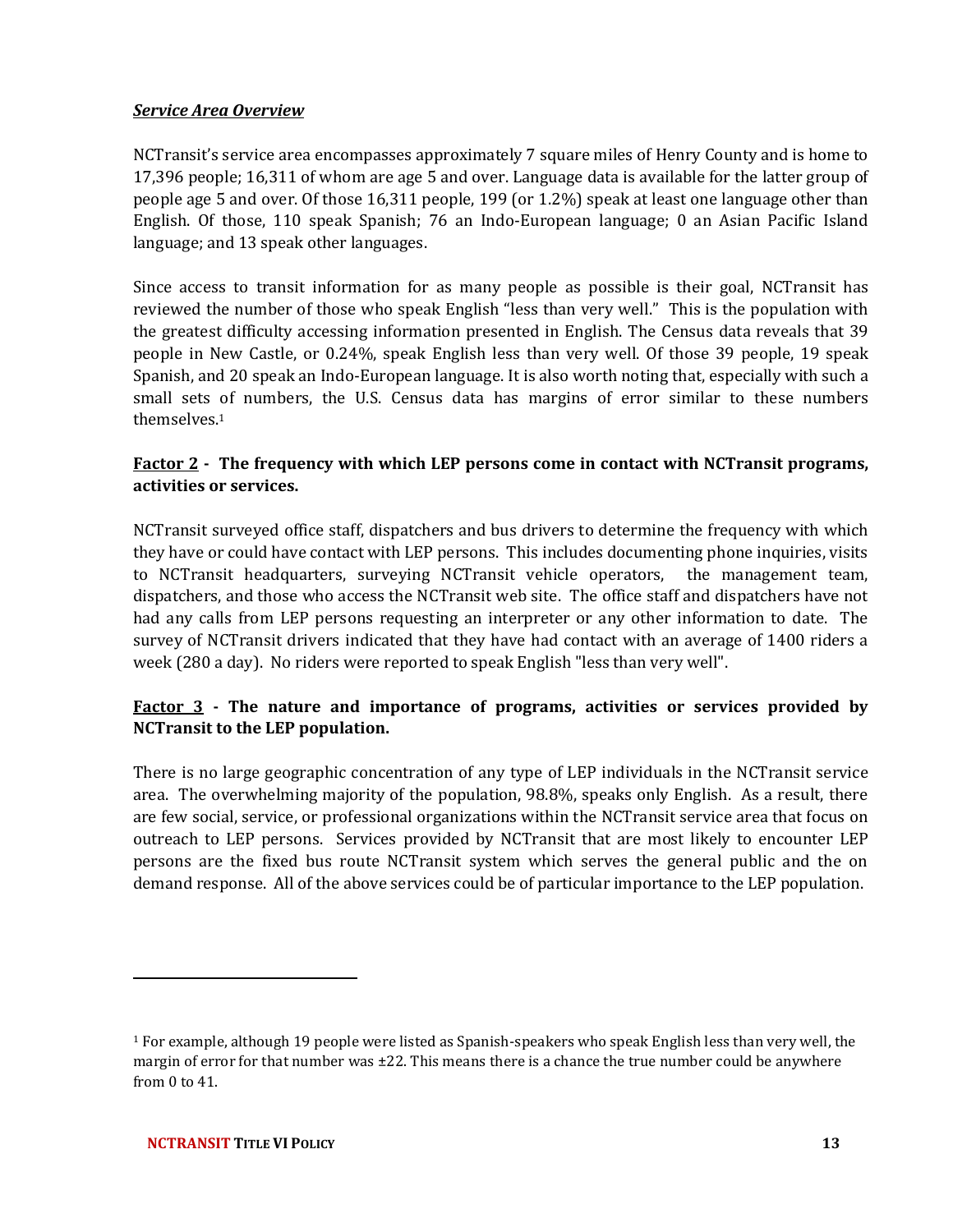***Service Area Overview***

NCTransit's service area encompasses approximately 7 square miles of Henry County and is home to 17,396 people; 16,311 of whom are age 5 and over. Language data is available for the latter group of people age 5 and over. Of those 16,311 people, 199 (or 1.2%) speak at least one language other than English. Of those, 110 speak Spanish; 76 an Indo-European language; 0 an Asian Pacific Island language; and 13 speak other languages.

Since access to transit information for as many people as possible is their goal, NCTransit has reviewed the number of those who speak English "less than very well." This is the population with the greatest difficulty accessing information presented in English. The Census data reveals that 39 people in New Castle, or 0.24%, speak English less than very well. Of those 39 people, 19 speak Spanish, and 20 speak an Indo-European language. It is also worth noting that, especially with such a small sets of numbers, the U.S. Census data has margins of error similar to these numbers themselves.[1]

**Factor 2 - The frequency with which LEP persons come in contact with NCTransit programs, activities or services.**

NCTransit surveyed office staff, dispatchers and bus drivers to determine the frequency with which they have or could have contact with LEP persons. This includes documenting phone inquiries, visits to NCTransit headquarters, surveying NCTransit vehicle operators, the management team, dispatchers, and those who access the NCTransit web site. The office staff and dispatchers have not had any calls from LEP persons requesting an interpreter or any other information to date. The survey of NCTransit drivers indicated that they have had contact with an average of 1400 riders a week (280 a day). No riders were reported to speak English "less than very well".

**Factor 3 - The nature and importance of programs, activities or services provided by NCTransit to the LEP population.**

There is no large geographic concentration of any type of LEP individuals in the NCTransit service area. The overwhelming majority of the population, 98.8%, speaks only English. As a result, there are few social, service, or professional organizations within the NCTransit service area that focus on outreach to LEP persons. Services provided by NCTransit that are most likely to encounter LEP persons are the fixed bus route NCTransit system which serves the general public and the on demand response. All of the above services could be of particular importance to the LEP population.

---

[1] For example, although 19 people were listed as Spanish-speakers who speak English less than very well, the margin of error for that number was ±22. This means there is a chance the true number could be anywhere from 0 to 41.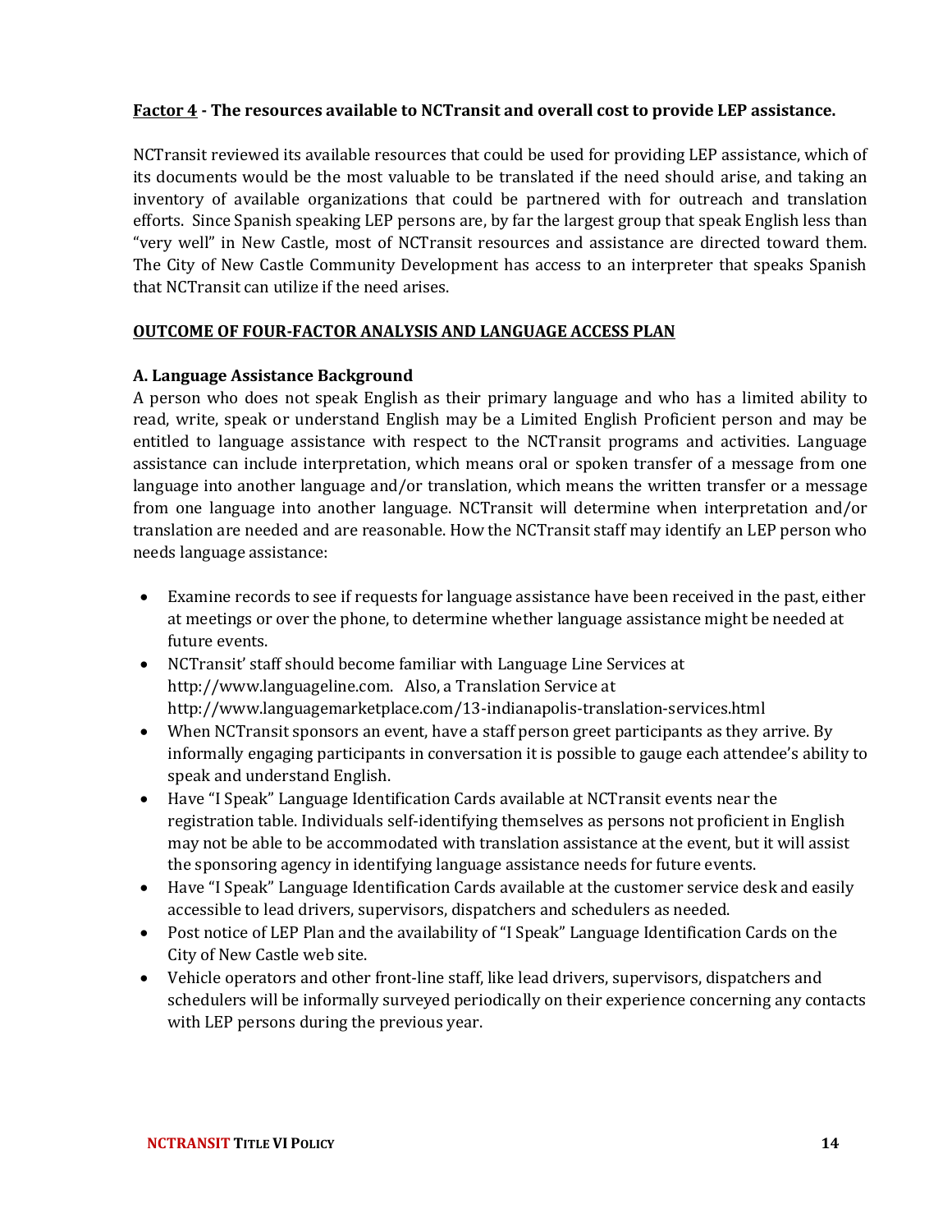**<u>Factor 4</u> - The resources available to NCTransit and overall cost to provide LEP assistance.**

NCTransit reviewed its available resources that could be used for providing LEP assistance, which of its documents would be the most valuable to be translated if the need should arise, and taking an inventory of available organizations that could be partnered with for outreach and translation efforts. Since Spanish speaking LEP persons are, by far the largest group that speak English less than "very well" in New Castle, most of NCTransit resources and assistance are directed toward them. The City of New Castle Community Development has access to an interpreter that speaks Spanish that NCTransit can utilize if the need arises.

**<u>OUTCOME OF FOUR-FACTOR ANALYSIS AND LANGUAGE ACCESS PLAN</u>**

**A. Language Assistance Background**

A person who does not speak English as their primary language and who has a limited ability to read, write, speak or understand English may be a Limited English Proficient person and may be entitled to language assistance with respect to the NCTransit programs and activities. Language assistance can include interpretation, which means oral or spoken transfer of a message from one language into another language and/or translation, which means the written transfer or a message from one language into another language. NCTransit will determine when interpretation and/or translation are needed and are reasonable. How the NCTransit staff may identify an LEP person who needs language assistance:

- Examine records to see if requests for language assistance have been received in the past, either at meetings or over the phone, to determine whether language assistance might be needed at future events.
- NCTransit' staff should become familiar with Language Line Services at http://www.languageline.com. Also, a Translation Service at http://www.languagemarketplace.com/13-indianapolis-translation-services.html
- When NCTransit sponsors an event, have a staff person greet participants as they arrive. By informally engaging participants in conversation it is possible to gauge each attendee's ability to speak and understand English.
- Have "I Speak" Language Identification Cards available at NCTransit events near the registration table. Individuals self-identifying themselves as persons not proficient in English may not be able to be accommodated with translation assistance at the event, but it will assist the sponsoring agency in identifying language assistance needs for future events.
- Have "I Speak" Language Identification Cards available at the customer service desk and easily accessible to lead drivers, supervisors, dispatchers and schedulers as needed.
- Post notice of LEP Plan and the availability of "I Speak" Language Identification Cards on the City of New Castle web site.
- Vehicle operators and other front-line staff, like lead drivers, supervisors, dispatchers and schedulers will be informally surveyed periodically on their experience concerning any contacts with LEP persons during the previous year.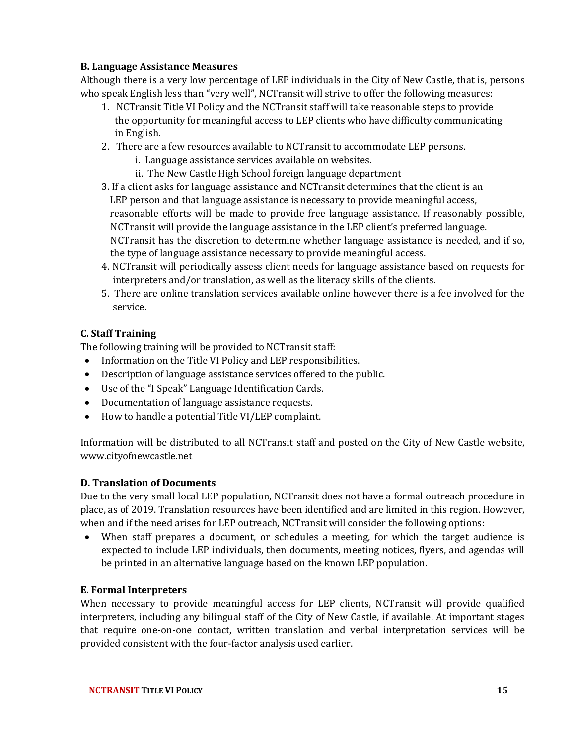**B. Language Assistance Measures**

Although there is a very low percentage of LEP individuals in the City of New Castle, that is, persons who speak English less than "very well", NCTransit will strive to offer the following measures:

1. NCTransit Title VI Policy and the NCTransit staff will take reasonable steps to provide the opportunity for meaningful access to LEP clients who have difficulty communicating in English.
2. There are a few resources available to NCTransit to accommodate LEP persons.
    i. Language assistance services available on websites.
    ii. The New Castle High School foreign language department
3. If a client asks for language assistance and NCTransit determines that the client is an LEP person and that language assistance is necessary to provide meaningful access, reasonable efforts will be made to provide free language assistance. If reasonably possible, NCTransit will provide the language assistance in the LEP client's preferred language. NCTransit has the discretion to determine whether language assistance is needed, and if so, the type of language assistance necessary to provide meaningful access.
4. NCTransit will periodically assess client needs for language assistance based on requests for interpreters and/or translation, as well as the literacy skills of the clients.
5. There are online translation services available online however there is a fee involved for the service.

**C. Staff Training**

The following training will be provided to NCTransit staff:

- Information on the Title VI Policy and LEP responsibilities.
- Description of language assistance services offered to the public.
- Use of the "I Speak" Language Identification Cards.
- Documentation of language assistance requests.
- How to handle a potential Title VI/LEP complaint.

Information will be distributed to all NCTransit staff and posted on the City of New Castle website, www.cityofnewcastle.net

**D. Translation of Documents**

Due to the very small local LEP population, NCTransit does not have a formal outreach procedure in place, as of 2019. Translation resources have been identified and are limited in this region. However, when and if the need arises for LEP outreach, NCTransit will consider the following options:

- When staff prepares a document, or schedules a meeting, for which the target audience is expected to include LEP individuals, then documents, meeting notices, flyers, and agendas will be printed in an alternative language based on the known LEP population.

**E. Formal Interpreters**

When necessary to provide meaningful access for LEP clients, NCTransit will provide qualified interpreters, including any bilingual staff of the City of New Castle, if available. At important stages that require one-on-one contact, written translation and verbal interpretation services will be provided consistent with the four-factor analysis used earlier.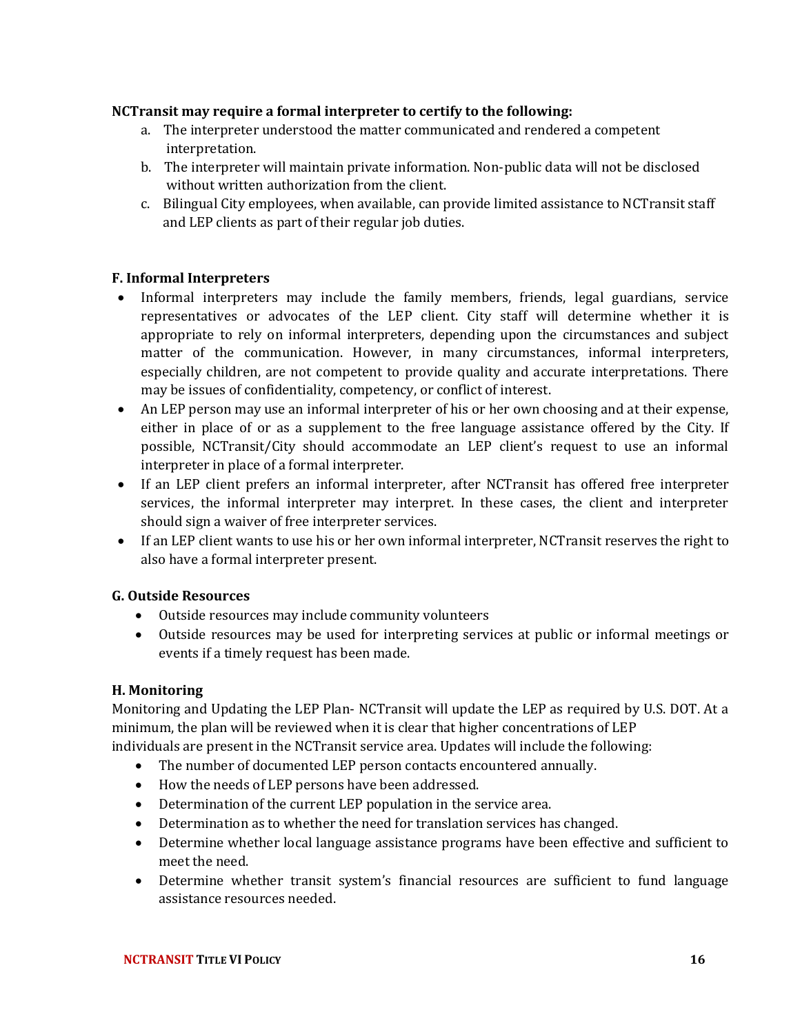**NCTransit may require a formal interpreter to certify to the following:**

a. The interpreter understood the matter communicated and rendered a competent interpretation.
b. The interpreter will maintain private information. Non-public data will not be disclosed without written authorization from the client.
c. Bilingual City employees, when available, can provide limited assistance to NCTransit staff and LEP clients as part of their regular job duties.

**F. Informal Interpreters**

- Informal interpreters may include the family members, friends, legal guardians, service representatives or advocates of the LEP client. City staff will determine whether it is appropriate to rely on informal interpreters, depending upon the circumstances and subject matter of the communication. However, in many circumstances, informal interpreters, especially children, are not competent to provide quality and accurate interpretations. There may be issues of confidentiality, competency, or conflict of interest.
- An LEP person may use an informal interpreter of his or her own choosing and at their expense, either in place of or as a supplement to the free language assistance offered by the City. If possible, NCTransit/City should accommodate an LEP client's request to use an informal interpreter in place of a formal interpreter.
- If an LEP client prefers an informal interpreter, after NCTransit has offered free interpreter services, the informal interpreter may interpret. In these cases, the client and interpreter should sign a waiver of free interpreter services.
- If an LEP client wants to use his or her own informal interpreter, NCTransit reserves the right to also have a formal interpreter present.

**G. Outside Resources**

- Outside resources may include community volunteers
- Outside resources may be used for interpreting services at public or informal meetings or events if a timely request has been made.

**H. Monitoring**

Monitoring and Updating the LEP Plan- NCTransit will update the LEP as required by U.S. DOT. At a minimum, the plan will be reviewed when it is clear that higher concentrations of LEP individuals are present in the NCTransit service area. Updates will include the following:

- The number of documented LEP person contacts encountered annually.
- How the needs of LEP persons have been addressed.
- Determination of the current LEP population in the service area.
- Determination as to whether the need for translation services has changed.
- Determine whether local language assistance programs have been effective and sufficient to meet the need.
- Determine whether transit system's financial resources are sufficient to fund language assistance resources needed.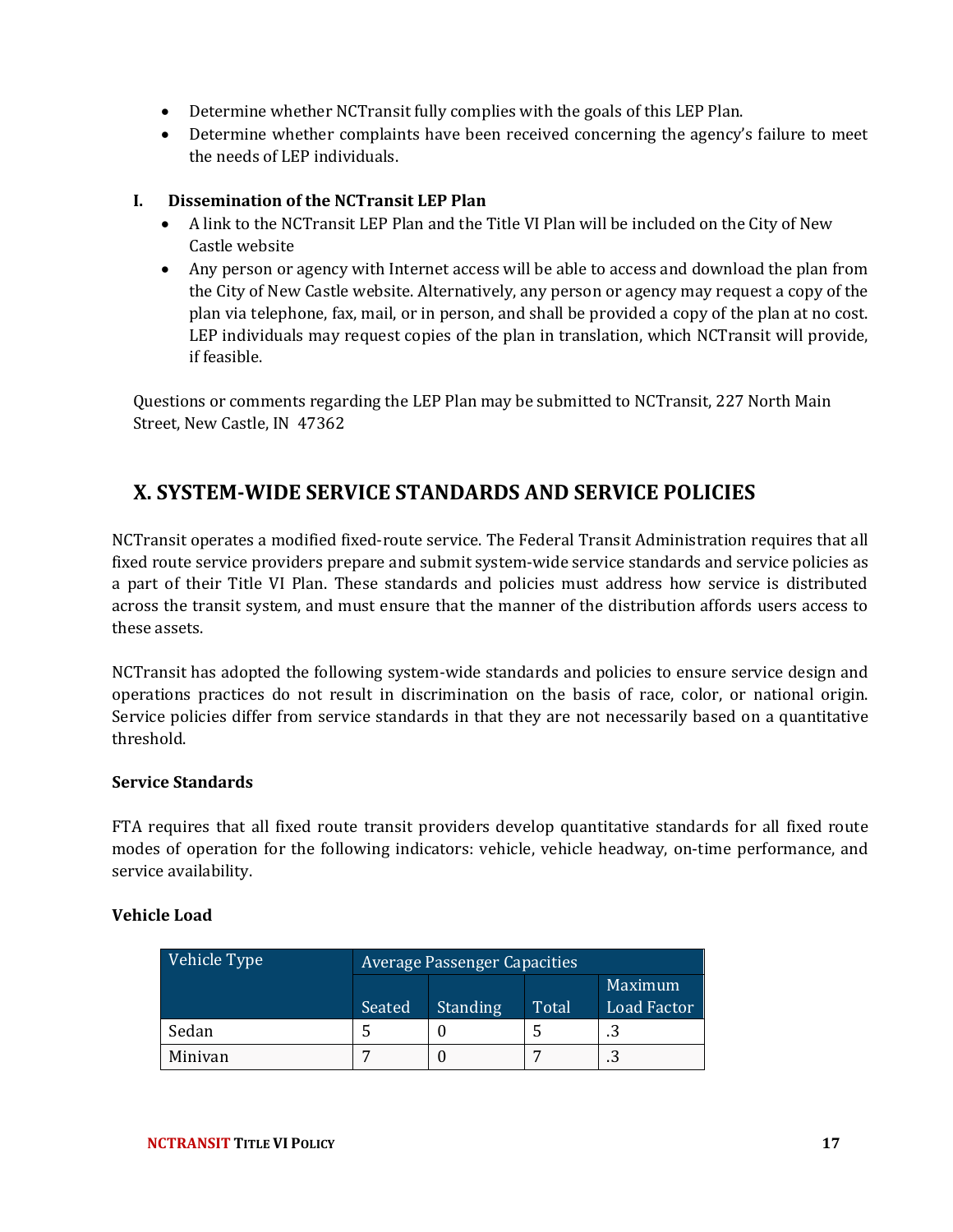- Determine whether NCTransit fully complies with the goals of this LEP Plan.
- Determine whether complaints have been received concerning the agency's failure to meet the needs of LEP individuals.

### I. Dissemination of the NCTransit LEP Plan

- A link to the NCTransit LEP Plan and the Title VI Plan will be included on the City of New Castle website
- Any person or agency with Internet access will be able to access and download the plan from the City of New Castle website. Alternatively, any person or agency may request a copy of the plan via telephone, fax, mail, or in person, and shall be provided a copy of the plan at no cost. LEP individuals may request copies of the plan in translation, which NCTransit will provide, if feasible.

Questions or comments regarding the LEP Plan may be submitted to NCTransit, 227 North Main Street, New Castle, IN 47362

## X. SYSTEM-WIDE SERVICE STANDARDS AND SERVICE POLICIES

NCTransit operates a modified fixed-route service. The Federal Transit Administration requires that all fixed route service providers prepare and submit system-wide service standards and service policies as a part of their Title VI Plan. These standards and policies must address how service is distributed across the transit system, and must ensure that the manner of the distribution affords users access to these assets.

NCTransit has adopted the following system-wide standards and policies to ensure service design and operations practices do not result in discrimination on the basis of race, color, or national origin. Service policies differ from service standards in that they are not necessarily based on a quantitative threshold.

**Service Standards**

FTA requires that all fixed route transit providers develop quantitative standards for all fixed route modes of operation for the following indicators: vehicle, vehicle headway, on-time performance, and service availability.

**Vehicle Load**

| Vehicle Type | Average Passenger Capacities | | | |
|---|---|---|---|---|
| | Seated | Standing | Total | Maximum Load Factor |
| Sedan | 5 | 0 | 5 | .3 |
| Minivan | 7 | 0 | 7 | .3 |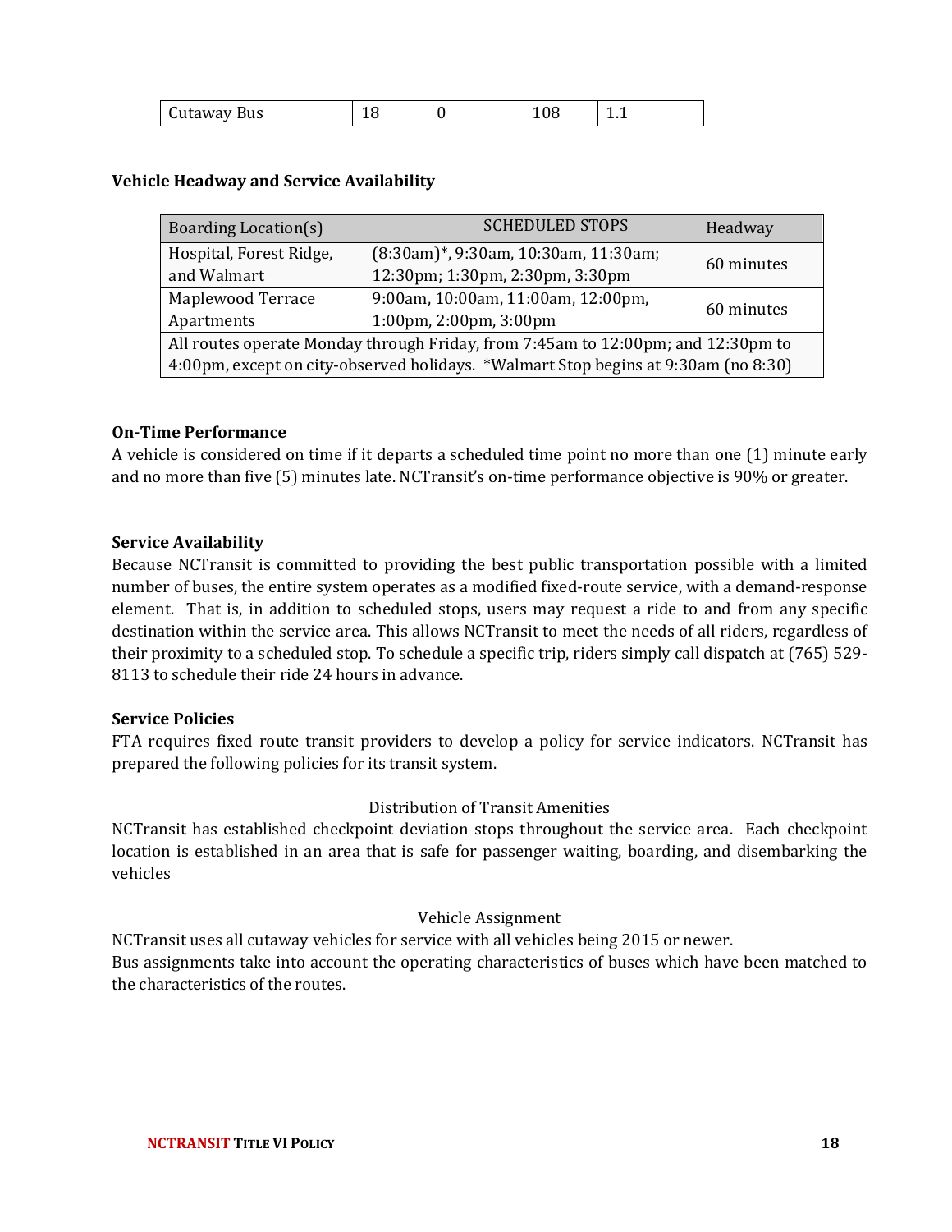| | | | | |
|---|---|---|---|---|
| Cutaway Bus | 18 | 0 | 108 | 1.1 |

**Vehicle Headway and Service Availability**

| Boarding Location(s) | SCHEDULED STOPS | Headway |
|---|---|---|
| Hospital, Forest Ridge, and Walmart | (8:30am)*, 9:30am, 10:30am, 11:30am; 12:30pm; 1:30pm, 2:30pm, 3:30pm | 60 minutes |
| Maplewood Terrace Apartments | 9:00am, 10:00am, 11:00am, 12:00pm, 1:00pm, 2:00pm, 3:00pm | 60 minutes |
| All routes operate Monday through Friday, from 7:45am to 12:00pm; and 12:30pm to 4:00pm, except on city-observed holidays. *Walmart Stop begins at 9:30am (no 8:30) | | |

**On-Time Performance**

A vehicle is considered on time if it departs a scheduled time point no more than one (1) minute early and no more than five (5) minutes late. NCTransit's on-time performance objective is 90% or greater.

**Service Availability**

Because NCTransit is committed to providing the best public transportation possible with a limited number of buses, the entire system operates as a modified fixed-route service, with a demand-response element. That is, in addition to scheduled stops, users may request a ride to and from any specific destination within the service area. This allows NCTransit to meet the needs of all riders, regardless of their proximity to a scheduled stop. To schedule a specific trip, riders simply call dispatch at (765) 529-8113 to schedule their ride 24 hours in advance.

**Service Policies**

FTA requires fixed route transit providers to develop a policy for service indicators. NCTransit has prepared the following policies for its transit system.

Distribution of Transit Amenities

NCTransit has established checkpoint deviation stops throughout the service area. Each checkpoint location is established in an area that is safe for passenger waiting, boarding, and disembarking the vehicles

Vehicle Assignment

NCTransit uses all cutaway vehicles for service with all vehicles being 2015 or newer.
Bus assignments take into account the operating characteristics of buses which have been matched to the characteristics of the routes.